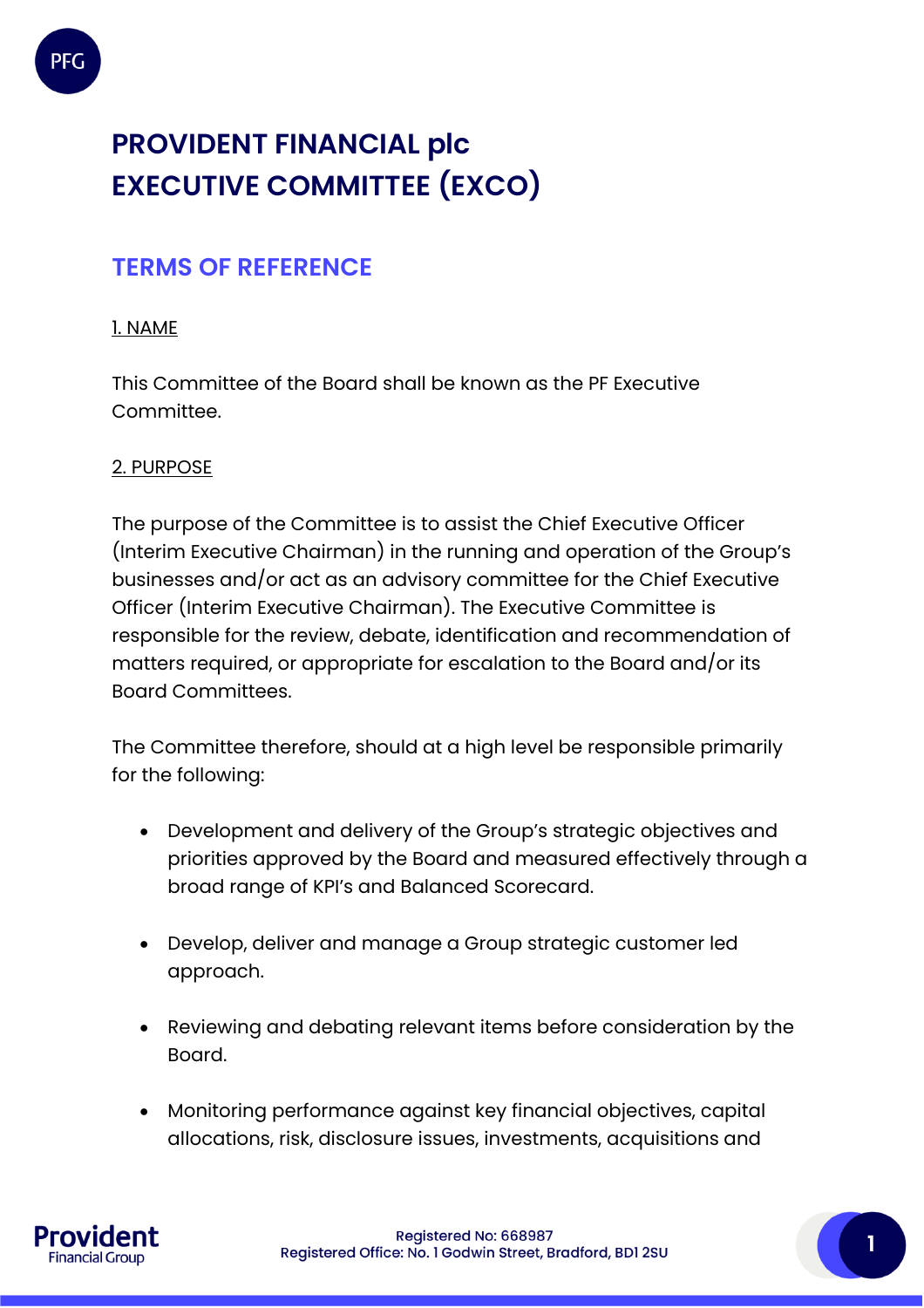# PROVIDENT FINANCIAL plc
# EXECUTIVE COMMITTEE (EXCO)

## TERMS OF REFERENCE

1. NAME

This Committee of the Board shall be known as the PF Executive Committee.

2. PURPOSE

The purpose of the Committee is to assist the Chief Executive Officer (Interim Executive Chairman) in the running and operation of the Group's businesses and/or act as an advisory committee for the Chief Executive Officer (Interim Executive Chairman). The Executive Committee is responsible for the review, debate, identification and recommendation of matters required, or appropriate for escalation to the Board and/or its Board Committees.

The Committee therefore, should at a high level be responsible primarily for the following:

- Development and delivery of the Group's strategic objectives and priorities approved by the Board and measured effectively through a broad range of KPI's and Balanced Scorecard.
- Develop, deliver and manage a Group strategic customer led approach.
- Reviewing and debating relevant items before consideration by the Board.
- Monitoring performance against key financial objectives, capital allocations, risk, disclosure issues, investments, acquisitions and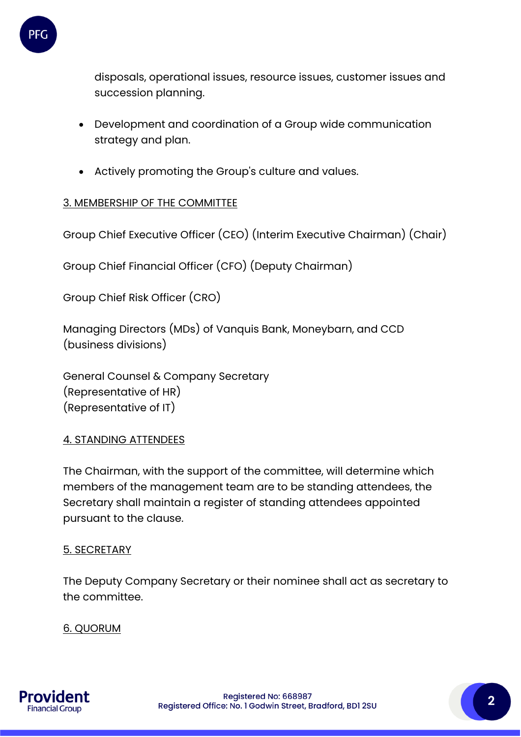disposals, operational issues, resource issues, customer issues and succession planning.

- Development and coordination of a Group wide communication strategy and plan.
- Actively promoting the Group's culture and values.

## 3. MEMBERSHIP OF THE COMMITTEE

Group Chief Executive Officer (CEO) (Interim Executive Chairman) (Chair)

Group Chief Financial Officer (CFO) (Deputy Chairman)

Group Chief Risk Officer (CRO)

Managing Directors (MDs) of Vanquis Bank, Moneybarn, and CCD (business divisions)

General Counsel & Company Secretary
(Representative of HR)
(Representative of IT)

## 4. STANDING ATTENDEES

The Chairman, with the support of the committee, will determine which members of the management team are to be standing attendees, the Secretary shall maintain a register of standing attendees appointed pursuant to the clause.

## 5. SECRETARY

The Deputy Company Secretary or their nominee shall act as secretary to the committee.

## 6. QUORUM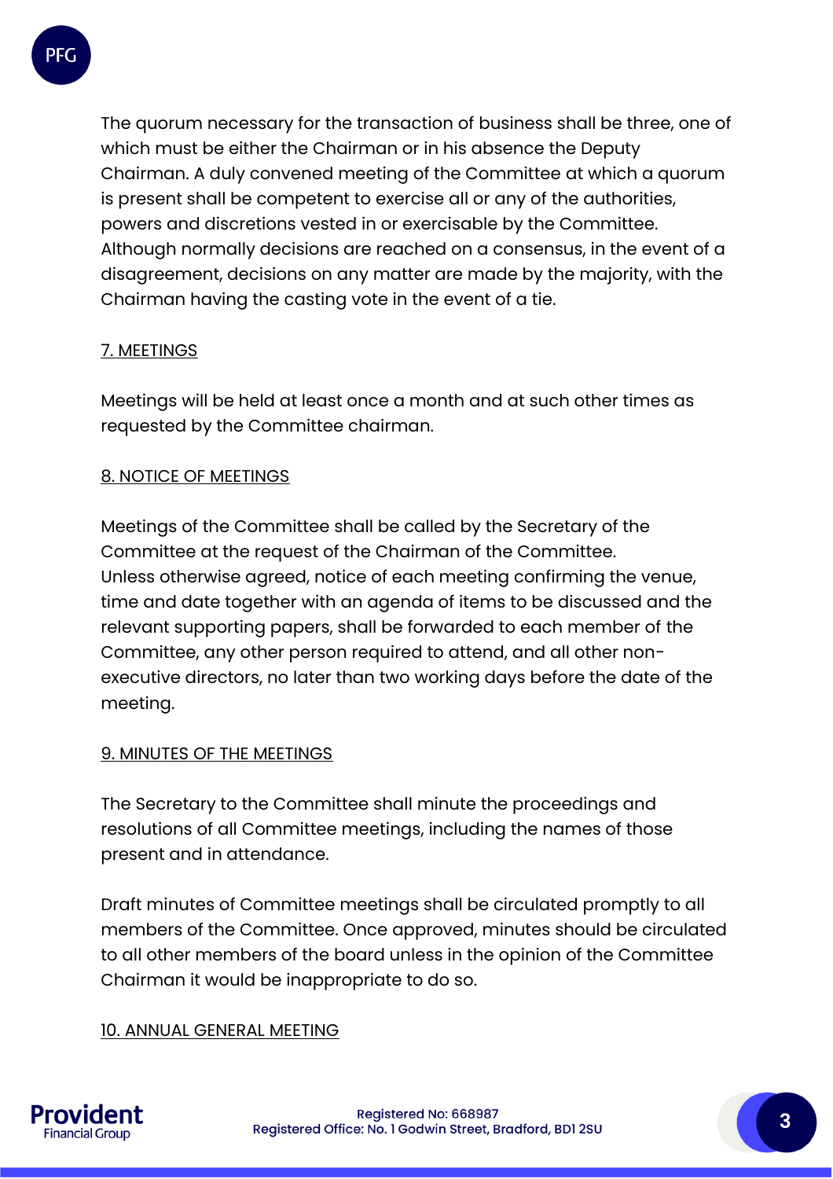The quorum necessary for the transaction of business shall be three, one of which must be either the Chairman or in his absence the Deputy Chairman. A duly convened meeting of the Committee at which a quorum is present shall be competent to exercise all or any of the authorities, powers and discretions vested in or exercisable by the Committee. Although normally decisions are reached on a consensus, in the event of a disagreement, decisions on any matter are made by the majority, with the Chairman having the casting vote in the event of a tie.

## 7. MEETINGS

Meetings will be held at least once a month and at such other times as requested by the Committee chairman.

## 8. NOTICE OF MEETINGS

Meetings of the Committee shall be called by the Secretary of the Committee at the request of the Chairman of the Committee. Unless otherwise agreed, notice of each meeting confirming the venue, time and date together with an agenda of items to be discussed and the relevant supporting papers, shall be forwarded to each member of the Committee, any other person required to attend, and all other non-executive directors, no later than two working days before the date of the meeting.

## 9. MINUTES OF THE MEETINGS

The Secretary to the Committee shall minute the proceedings and resolutions of all Committee meetings, including the names of those present and in attendance.

Draft minutes of Committee meetings shall be circulated promptly to all members of the Committee. Once approved, minutes should be circulated to all other members of the board unless in the opinion of the Committee Chairman it would be inappropriate to do so.

## 10. ANNUAL GENERAL MEETING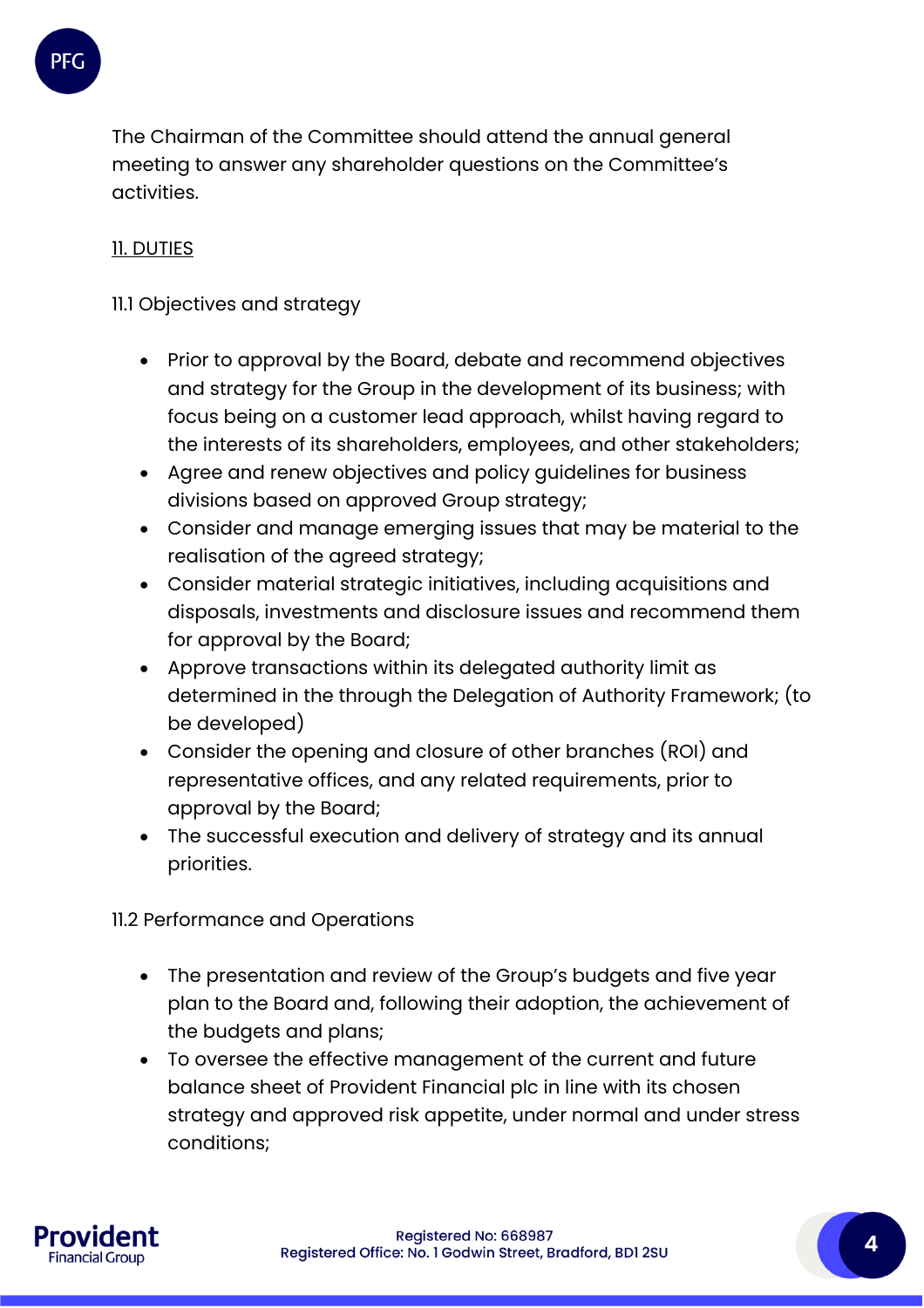The Chairman of the Committee should attend the annual general meeting to answer any shareholder questions on the Committee's activities.

## 11. DUTIES

### 11.1 Objectives and strategy

- Prior to approval by the Board, debate and recommend objectives and strategy for the Group in the development of its business; with focus being on a customer lead approach, whilst having regard to the interests of its shareholders, employees, and other stakeholders;
- Agree and renew objectives and policy guidelines for business divisions based on approved Group strategy;
- Consider and manage emerging issues that may be material to the realisation of the agreed strategy;
- Consider material strategic initiatives, including acquisitions and disposals, investments and disclosure issues and recommend them for approval by the Board;
- Approve transactions within its delegated authority limit as determined in the through the Delegation of Authority Framework; (to be developed)
- Consider the opening and closure of other branches (ROI) and representative offices, and any related requirements, prior to approval by the Board;
- The successful execution and delivery of strategy and its annual priorities.

### 11.2 Performance and Operations

- The presentation and review of the Group's budgets and five year plan to the Board and, following their adoption, the achievement of the budgets and plans;
- To oversee the effective management of the current and future balance sheet of Provident Financial plc in line with its chosen strategy and approved risk appetite, under normal and under stress conditions;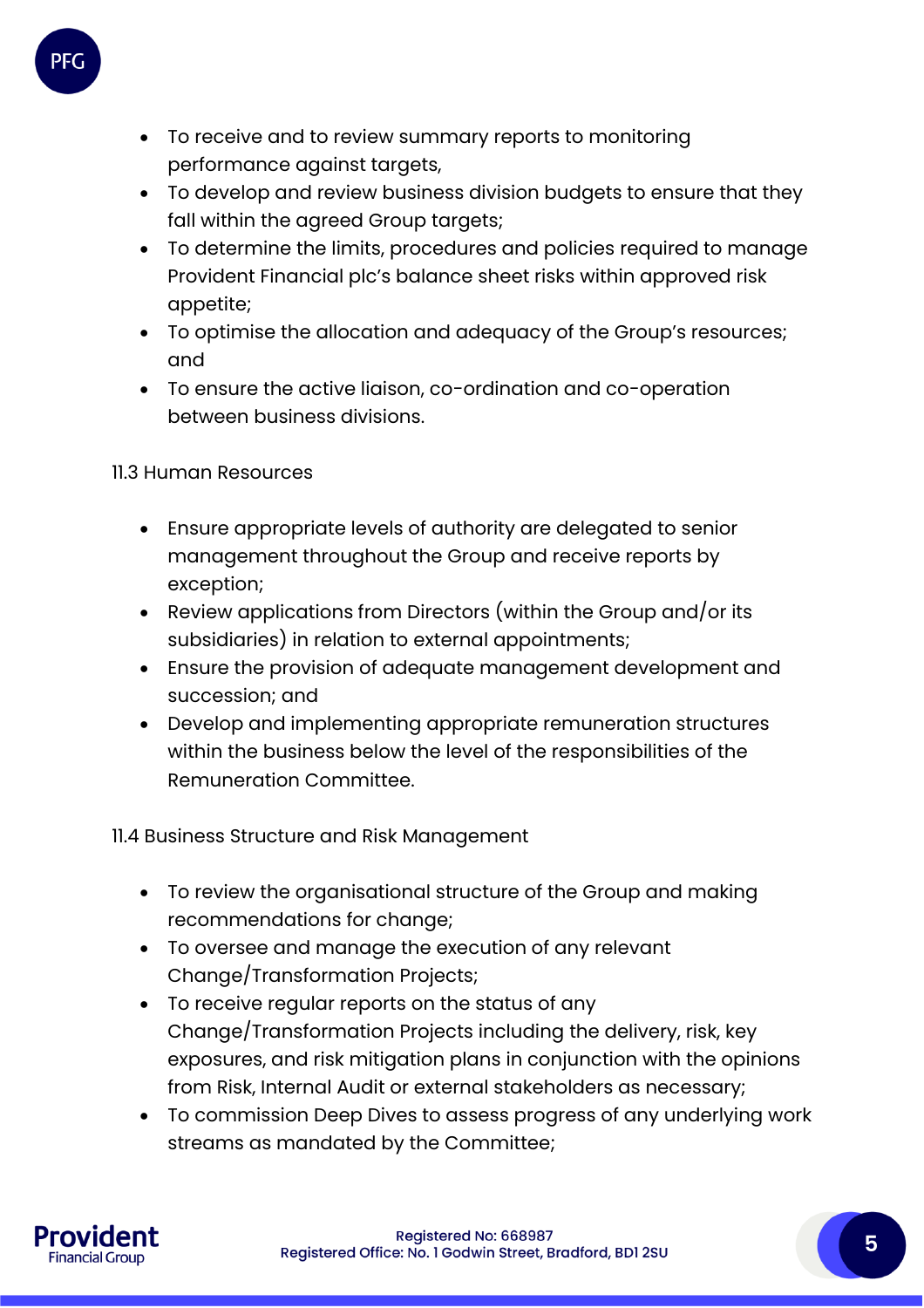- To receive and to review summary reports to monitoring performance against targets,
- To develop and review business division budgets to ensure that they fall within the agreed Group targets;
- To determine the limits, procedures and policies required to manage Provident Financial plc's balance sheet risks within approved risk appetite;
- To optimise the allocation and adequacy of the Group's resources; and
- To ensure the active liaison, co-ordination and co-operation between business divisions.

11.3 Human Resources

- Ensure appropriate levels of authority are delegated to senior management throughout the Group and receive reports by exception;
- Review applications from Directors (within the Group and/or its subsidiaries) in relation to external appointments;
- Ensure the provision of adequate management development and succession; and
- Develop and implementing appropriate remuneration structures within the business below the level of the responsibilities of the Remuneration Committee.

11.4 Business Structure and Risk Management

- To review the organisational structure of the Group and making recommendations for change;
- To oversee and manage the execution of any relevant Change/Transformation Projects;
- To receive regular reports on the status of any Change/Transformation Projects including the delivery, risk, key exposures, and risk mitigation plans in conjunction with the opinions from Risk, Internal Audit or external stakeholders as necessary;
- To commission Deep Dives to assess progress of any underlying work streams as mandated by the Committee;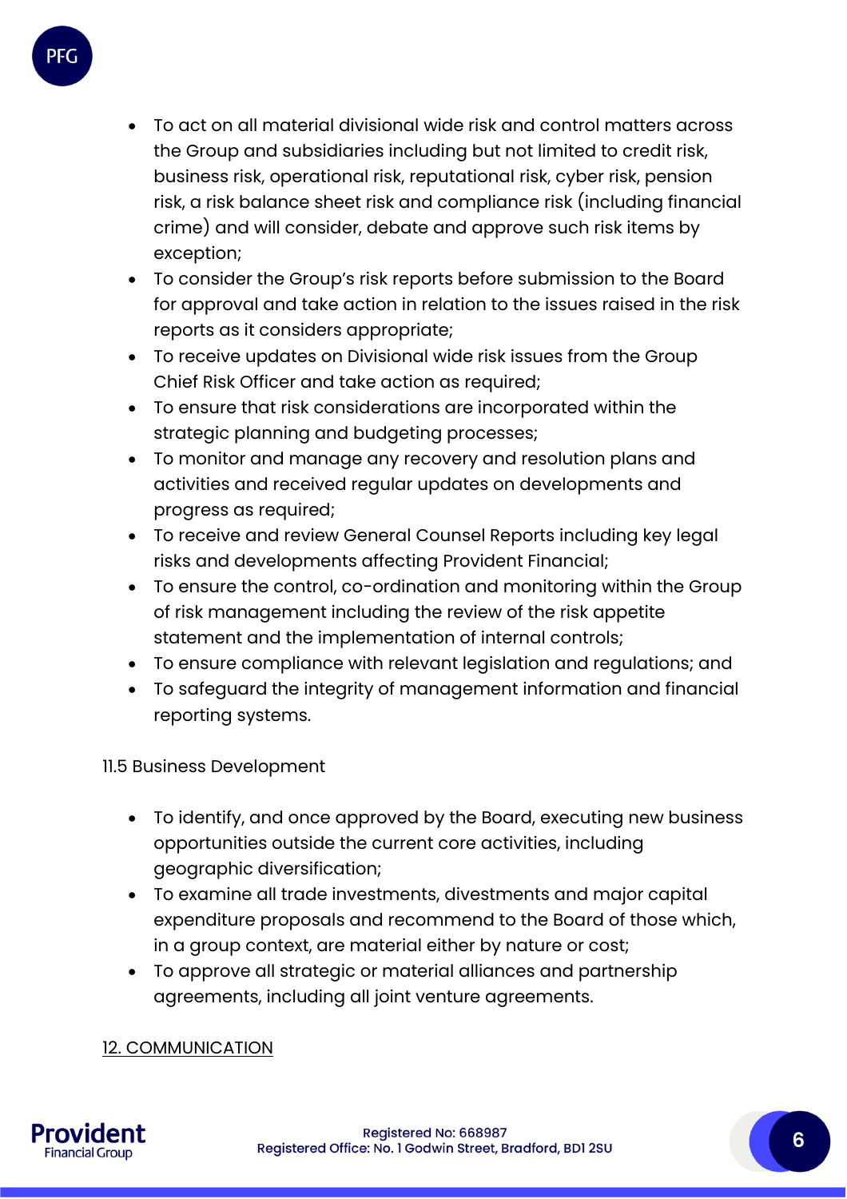- To act on all material divisional wide risk and control matters across the Group and subsidiaries including but not limited to credit risk, business risk, operational risk, reputational risk, cyber risk, pension risk, a risk balance sheet risk and compliance risk (including financial crime) and will consider, debate and approve such risk items by exception;
- To consider the Group's risk reports before submission to the Board for approval and take action in relation to the issues raised in the risk reports as it considers appropriate;
- To receive updates on Divisional wide risk issues from the Group Chief Risk Officer and take action as required;
- To ensure that risk considerations are incorporated within the strategic planning and budgeting processes;
- To monitor and manage any recovery and resolution plans and activities and received regular updates on developments and progress as required;
- To receive and review General Counsel Reports including key legal risks and developments affecting Provident Financial;
- To ensure the control, co-ordination and monitoring within the Group of risk management including the review of the risk appetite statement and the implementation of internal controls;
- To ensure compliance with relevant legislation and regulations; and
- To safeguard the integrity of management information and financial reporting systems.

11.5 Business Development

- To identify, and once approved by the Board, executing new business opportunities outside the current core activities, including geographic diversification;
- To examine all trade investments, divestments and major capital expenditure proposals and recommend to the Board of those which, in a group context, are material either by nature or cost;
- To approve all strategic or material alliances and partnership agreements, including all joint venture agreements.

## 12. COMMUNICATION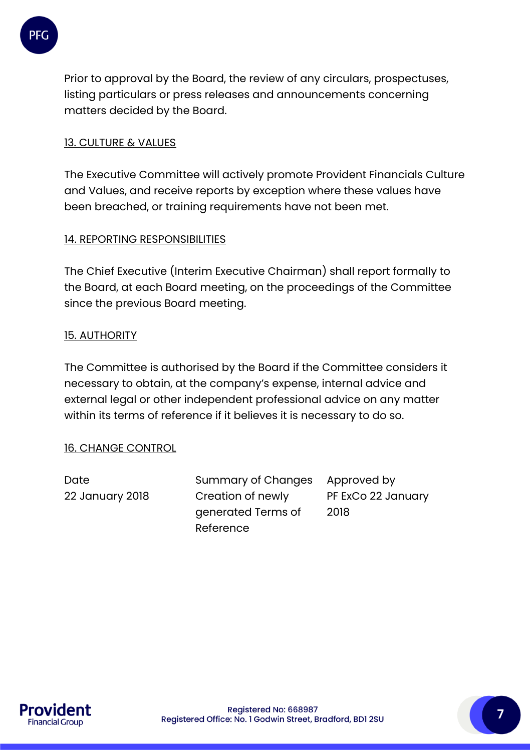Prior to approval by the Board, the review of any circulars, prospectuses, listing particulars or press releases and announcements concerning matters decided by the Board.

## 13. CULTURE & VALUES

The Executive Committee will actively promote Provident Financials Culture and Values, and receive reports by exception where these values have been breached, or training requirements have not been met.

## 14. REPORTING RESPONSIBILITIES

The Chief Executive (Interim Executive Chairman) shall report formally to the Board, at each Board meeting, on the proceedings of the Committee since the previous Board meeting.

## 15. AUTHORITY

The Committee is authorised by the Board if the Committee considers it necessary to obtain, at the company's expense, internal advice and external legal or other independent professional advice on any matter within its terms of reference if it believes it is necessary to do so.

## 16. CHANGE CONTROL

| Date | Summary of Changes | Approved by |
|---|---|---|
| 22 January 2018 | Creation of newly generated Terms of Reference | PF ExCo 22 January 2018 |